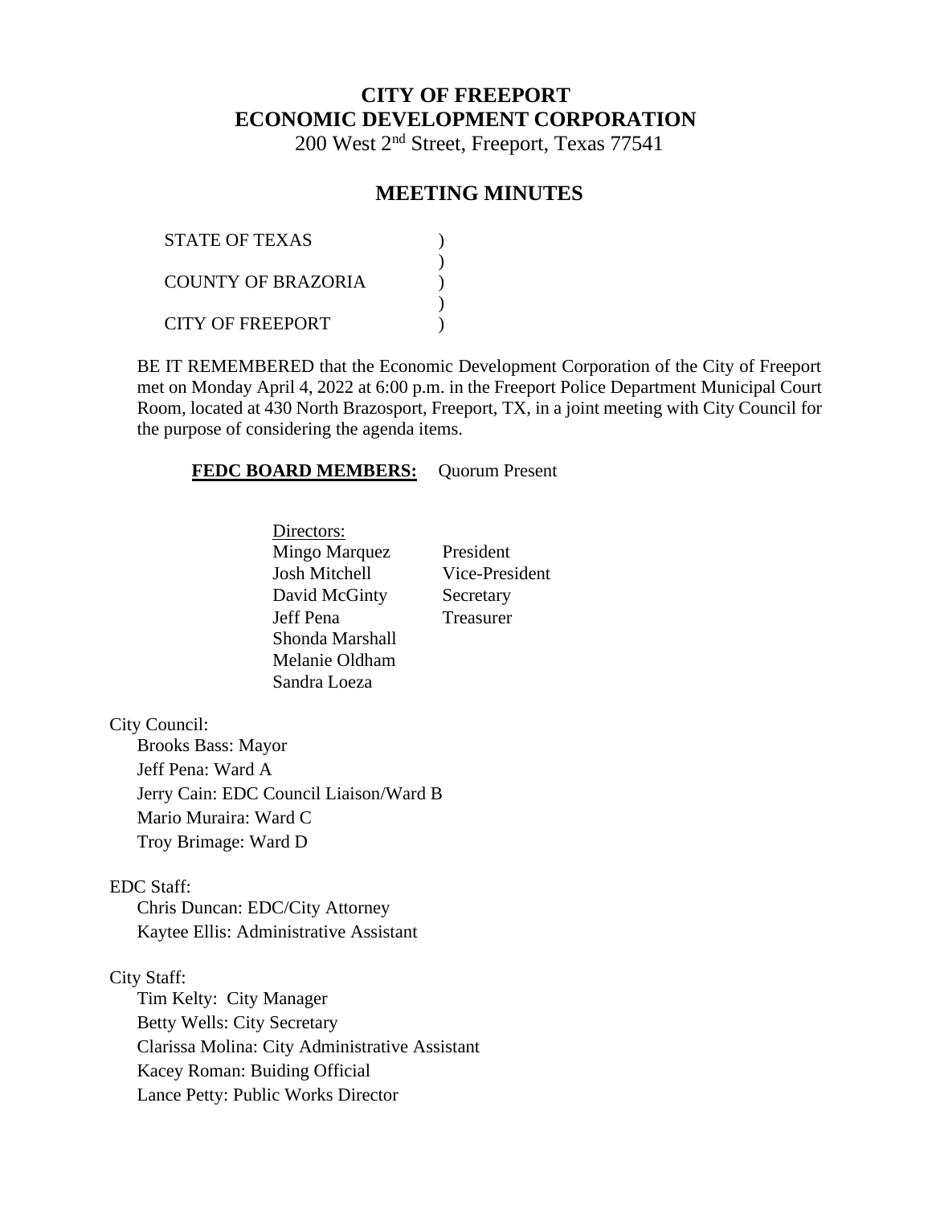# CITY OF FREEPORT
# ECONOMIC DEVELOPMENT CORPORATION

200 West 2nd Street, Freeport, Texas 77541

## MEETING MINUTES

STATE OF TEXAS )
)
COUNTY OF BRAZORIA )
)
CITY OF FREEPORT )

BE IT REMEMBERED that the Economic Development Corporation of the City of Freeport met on Monday April 4, 2022 at 6:00 p.m. in the Freeport Police Department Municipal Court Room, located at 430 North Brazosport, Freeport, TX, in a joint meeting with City Council for the purpose of considering the agenda items.

**FEDC BOARD MEMBERS:** Quorum Present

Directors:

| | |
|---|---|
| Mingo Marquez | President |
| Josh Mitchell | Vice-President |
| David McGinty | Secretary |
| Jeff Pena | Treasurer |
| Shonda Marshall | |
| Melanie Oldham | |
| Sandra Loeza | |

City Council:

- Brooks Bass: Mayor
- Jeff Pena: Ward A
- Jerry Cain: EDC Council Liaison/Ward B
- Mario Muraira: Ward C
- Troy Brimage: Ward D

EDC Staff:

- Chris Duncan: EDC/City Attorney
- Kaytee Ellis: Administrative Assistant

City Staff:

- Tim Kelty: City Manager
- Betty Wells: City Secretary
- Clarissa Molina: City Administrative Assistant
- Kacey Roman: Buiding Official
- Lance Petty: Public Works Director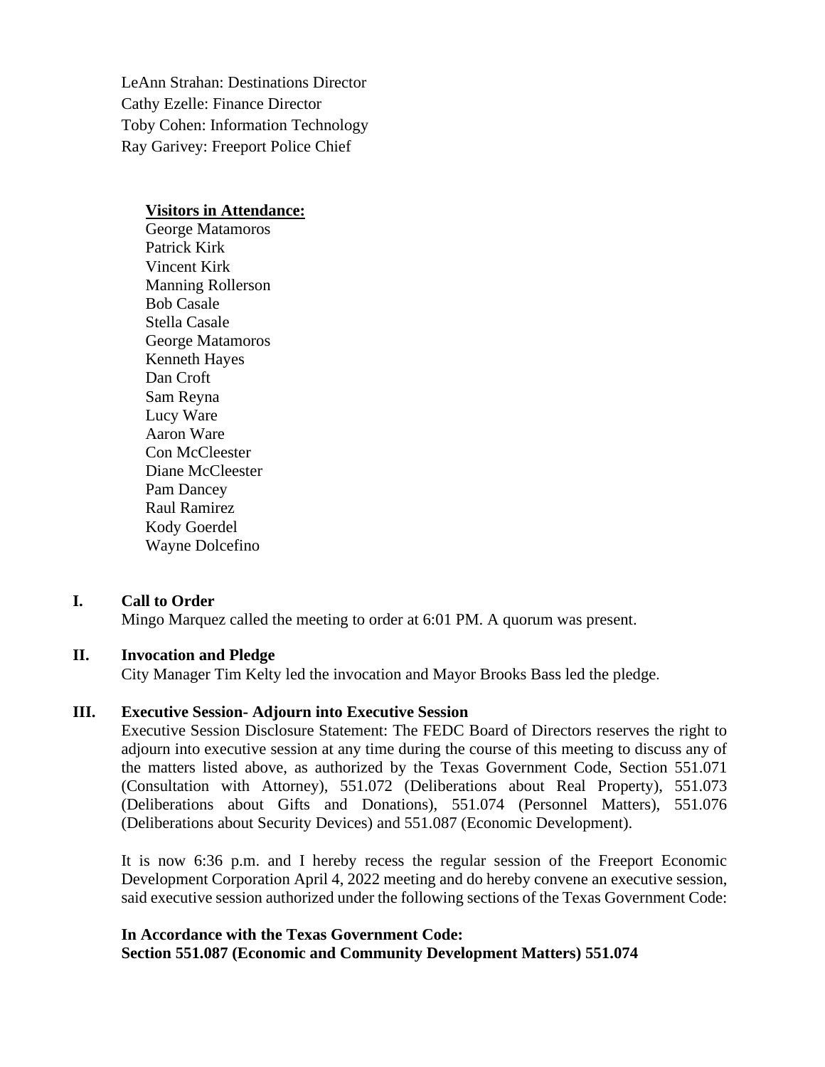LeAnn Strahan: Destinations Director
Cathy Ezelle: Finance Director
Toby Cohen: Information Technology
Ray Garivey: Freeport Police Chief

**Visitors in Attendance:**
George Matamoros
Patrick Kirk
Vincent Kirk
Manning Rollerson
Bob Casale
Stella Casale
George Matamoros
Kenneth Hayes
Dan Croft
Sam Reyna
Lucy Ware
Aaron Ware
Con McCleester
Diane McCleester
Pam Dancey
Raul Ramirez
Kody Goerdel
Wayne Dolcefino

**I. Call to Order**

Mingo Marquez called the meeting to order at 6:01 PM. A quorum was present.

**II. Invocation and Pledge**

City Manager Tim Kelty led the invocation and Mayor Brooks Bass led the pledge.

**III. Executive Session- Adjourn into Executive Session**

Executive Session Disclosure Statement: The FEDC Board of Directors reserves the right to adjourn into executive session at any time during the course of this meeting to discuss any of the matters listed above, as authorized by the Texas Government Code, Section 551.071 (Consultation with Attorney), 551.072 (Deliberations about Real Property), 551.073 (Deliberations about Gifts and Donations), 551.074 (Personnel Matters), 551.076 (Deliberations about Security Devices) and 551.087 (Economic Development).

It is now 6:36 p.m. and I hereby recess the regular session of the Freeport Economic Development Corporation April 4, 2022 meeting and do hereby convene an executive session, said executive session authorized under the following sections of the Texas Government Code:

**In Accordance with the Texas Government Code:**
**Section 551.087 (Economic and Community Development Matters) 551.074**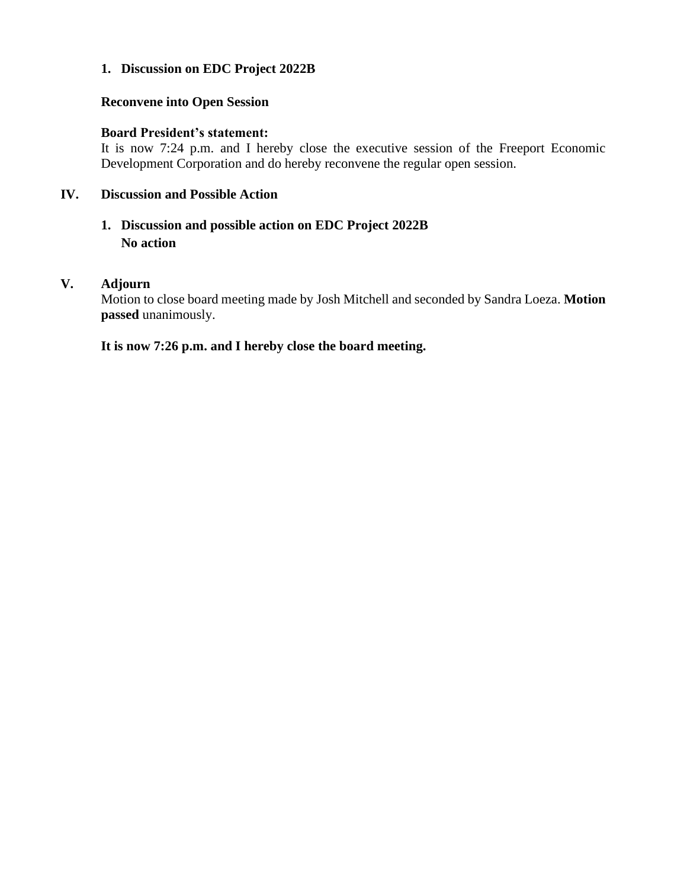1. **Discussion on EDC Project 2022B**

**Reconvene into Open Session**

**Board President's statement:**
It is now 7:24 p.m. and I hereby close the executive session of the Freeport Economic Development Corporation and do hereby reconvene the regular open session.

## IV. Discussion and Possible Action

1. **Discussion and possible action on EDC Project 2022B**
   **No action**

## V. Adjourn

Motion to close board meeting made by Josh Mitchell and seconded by Sandra Loeza. **Motion passed** unanimously.

**It is now 7:26 p.m. and I hereby close the board meeting.**